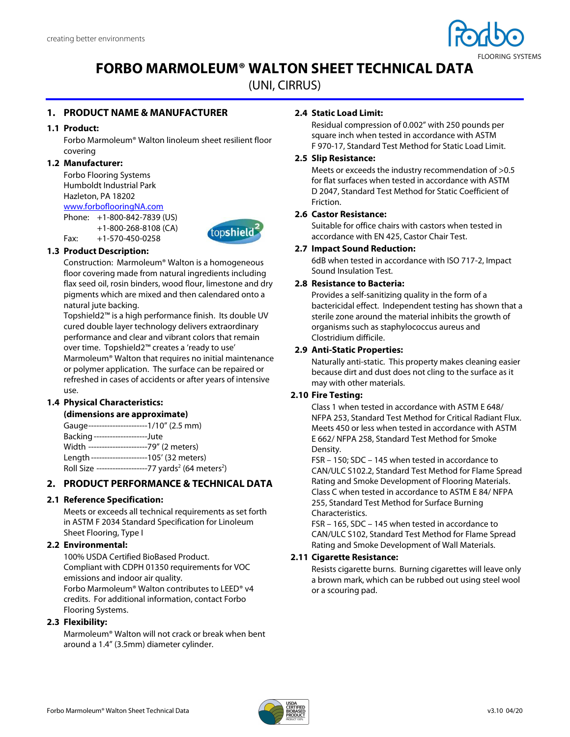creating better environments

# FORBO MARMOLEUM® WALTON SHEET TECHNICAL DATA

(UNI, CIRRUS)

## 1. PRODUCT NAME & MANUFACTURER

### 1.1 Product:

Forbo Marmoleum® Walton linoleum sheet resilient floor covering

### 1.2 Manufacturer:

Forbo Flooring Systems
Humboldt Industrial Park
Hazleton, PA 18202
www.forboflooringNA.com
Phone: +1-800-842-7839 (US)
+1-800-268-8108 (CA)
Fax: +1-570-450-0258

### 1.3 Product Description:

Construction: Marmoleum® Walton is a homogeneous floor covering made from natural ingredients including flax seed oil, rosin binders, wood flour, limestone and dry pigments which are mixed and then calendared onto a natural jute backing.

Topshield2™ is a high performance finish. Its double UV cured double layer technology delivers extraordinary performance and clear and vibrant colors that remain over time. Topshield2™ creates a 'ready to use' Marmoleum® Walton that requires no initial maintenance or polymer application. The surface can be repaired or refreshed in cases of accidents or after years of intensive use.

### 1.4 Physical Characteristics:

**(dimensions are approximate)**

Gauge----------------------1/10" (2.5 mm)
Backing --------------------Jute
Width ----------------------79" (2 meters)
Length ---------------------105' (32 meters)
Roll Size -------------------77 yards$^2$ (64 meters$^2$)

## 2. PRODUCT PERFORMANCE & TECHNICAL DATA

### 2.1 Reference Specification:

Meets or exceeds all technical requirements as set forth in ASTM F 2034 Standard Specification for Linoleum Sheet Flooring, Type I

### 2.2 Environmental:

100% USDA Certified BioBased Product.
Compliant with CDPH 01350 requirements for VOC emissions and indoor air quality.
Forbo Marmoleum® Walton contributes to LEED® v4 credits. For additional information, contact Forbo Flooring Systems.

### 2.3 Flexibility:

Marmoleum® Walton will not crack or break when bent around a 1.4" (3.5mm) diameter cylinder.

### 2.4 Static Load Limit:

Residual compression of 0.002" with 250 pounds per square inch when tested in accordance with ASTM F 970-17, Standard Test Method for Static Load Limit.

### 2.5 Slip Resistance:

Meets or exceeds the industry recommendation of >0.5 for flat surfaces when tested in accordance with ASTM D 2047, Standard Test Method for Static Coefficient of Friction.

### 2.6 Castor Resistance:

Suitable for office chairs with castors when tested in accordance with EN 425, Castor Chair Test.

### 2.7 Impact Sound Reduction:

6dB when tested in accordance with ISO 717-2, Impact Sound Insulation Test.

### 2.8 Resistance to Bacteria:

Provides a self-sanitizing quality in the form of a bactericidal effect. Independent testing has shown that a sterile zone around the material inhibits the growth of organisms such as staphylococcus aureus and Clostridium difficile.

### 2.9 Anti-Static Properties:

Naturally anti-static. This property makes cleaning easier because dirt and dust does not cling to the surface as it may with other materials.

### 2.10 Fire Testing:

Class 1 when tested in accordance with ASTM E 648/ NFPA 253, Standard Test Method for Critical Radiant Flux.
Meets 450 or less when tested in accordance with ASTM E 662/ NFPA 258, Standard Test Method for Smoke Density.
FSR – 150; SDC – 145 when tested in accordance to CAN/ULC S102.2, Standard Test Method for Flame Spread Rating and Smoke Development of Flooring Materials.
Class C when tested in accordance to ASTM E 84/ NFPA 255, Standard Test Method for Surface Burning Characteristics.
FSR – 165, SDC – 145 when tested in accordance to CAN/ULC S102, Standard Test Method for Flame Spread Rating and Smoke Development of Wall Materials.

### 2.11 Cigarette Resistance:

Resists cigarette burns. Burning cigarettes will leave only a brown mark, which can be rubbed out using steel wool or a scouring pad.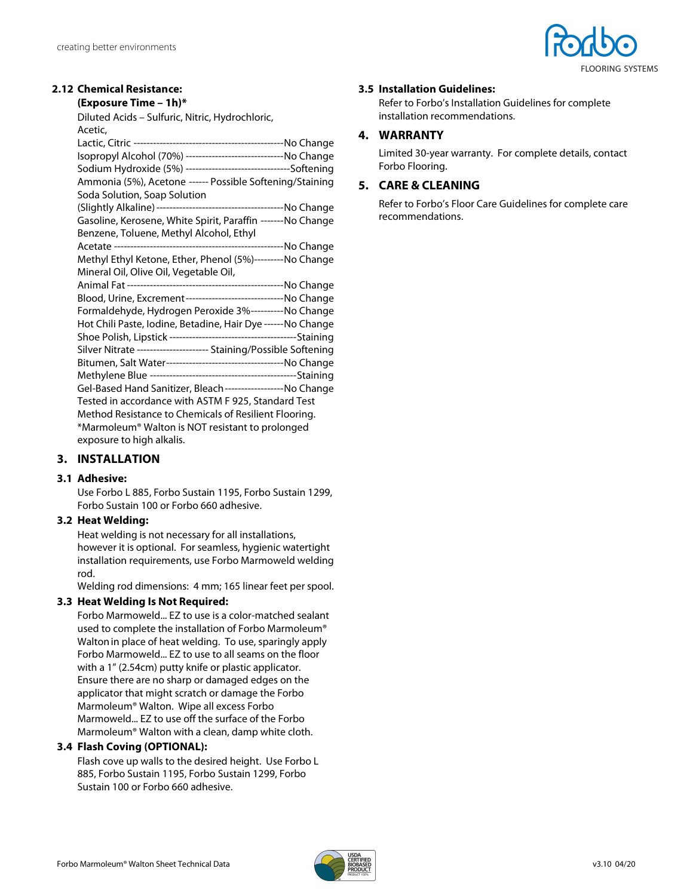### 2.12 Chemical Resistance:

**(Exposure Time – 1h)***

Diluted Acids – Sulfuric, Nitric, Hydrochloric, Acetic,
Lactic, Citric ---------------------------------------------No Change
Isopropyl Alcohol (70%) -----------------------------No Change
Sodium Hydroxide (5%) --------------------------------Softening
Ammonia (5%), Acetone ------ Possible Softening/Staining
Soda Solution, Soap Solution
(Slightly Alkaline) ---------------------------------------No Change
Gasoline, Kerosene, White Spirit, Paraffin -------No Change
Benzene, Toluene, Methyl Alcohol, Ethyl
Acetate ----------------------------------------------------No Change
Methyl Ethyl Ketone, Ether, Phenol (5%)---------No Change
Mineral Oil, Olive Oil, Vegetable Oil,
Animal Fat ------------------------------------------------No Change
Blood, Urine, Excrement------------------------------No Change
Formaldehyde, Hydrogen Peroxide 3%----------No Change
Hot Chili Paste, Iodine, Betadine, Hair Dye ------No Change
Shoe Polish, Lipstick --------------------------------------Staining
Silver Nitrate ---------------------- Staining/Possible Softening
Bitumen, Salt Water------------------------------------No Change
Methylene Blue ---------------------------------------------Staining
Gel-Based Hand Sanitizer, Bleach------------------No Change

Tested in accordance with ASTM F 925, Standard Test Method Resistance to Chemicals of Resilient Flooring.
*Marmoleum® Walton is NOT resistant to prolonged exposure to high alkalis.

## 3. INSTALLATION

### 3.1 Adhesive:

Use Forbo L 885, Forbo Sustain 1195, Forbo Sustain 1299, Forbo Sustain 100 or Forbo 660 adhesive.

### 3.2 Heat Welding:

Heat welding is not necessary for all installations, however it is optional. For seamless, hygienic watertight installation requirements, use Forbo Marmoweld welding rod.

Welding rod dimensions: 4 mm; 165 linear feet per spool.

### 3.3 Heat Welding Is Not Required:

Forbo Marmoweld... EZ to use is a color-matched sealant used to complete the installation of Forbo Marmoleum® Walton in place of heat welding. To use, sparingly apply Forbo Marmoweld... EZ to use to all seams on the floor with a 1" (2.54cm) putty knife or plastic applicator. Ensure there are no sharp or damaged edges on the applicator that might scratch or damage the Forbo Marmoleum® Walton. Wipe all excess Forbo Marmoweld... EZ to use off the surface of the Forbo Marmoleum® Walton with a clean, damp white cloth.

### 3.4 Flash Coving (OPTIONAL):

Flash cove up walls to the desired height. Use Forbo L 885, Forbo Sustain 1195, Forbo Sustain 1299, Forbo Sustain 100 or Forbo 660 adhesive.

### 3.5 Installation Guidelines:

Refer to Forbo's Installation Guidelines for complete installation recommendations.

## 4. WARRANTY

Limited 30-year warranty. For complete details, contact Forbo Flooring.

## 5. CARE & CLEANING

Refer to Forbo's Floor Care Guidelines for complete care recommendations.